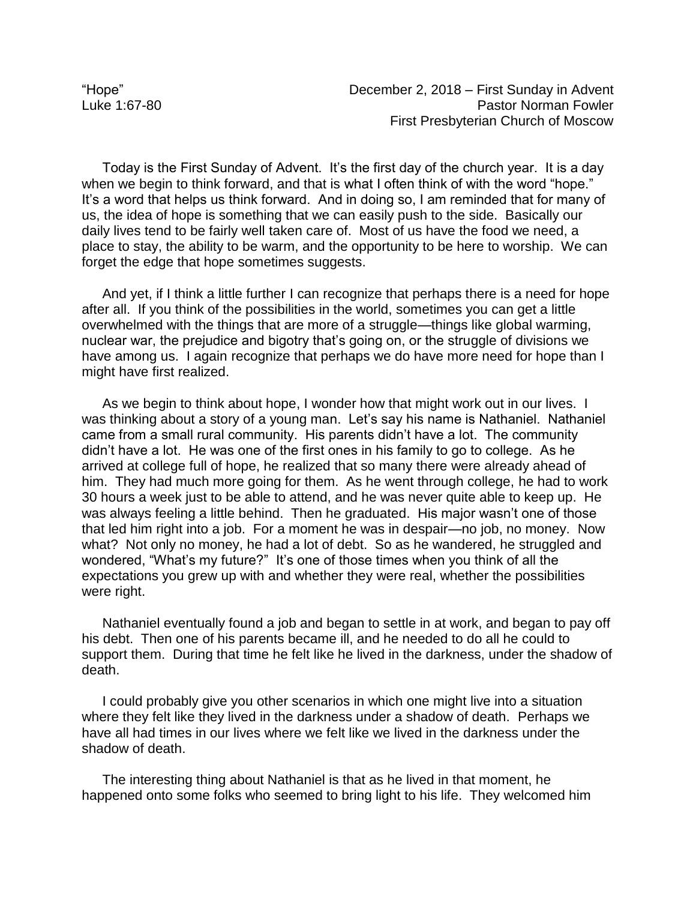“Hope” December 2, 2018 – First Sunday in Advent
Luke 1:67-80 Pastor Norman Fowler
First Presbyterian Church of Moscow

Today is the First Sunday of Advent. It’s the first day of the church year. It is a day when we begin to think forward, and that is what I often think of with the word “hope.” It’s a word that helps us think forward. And in doing so, I am reminded that for many of us, the idea of hope is something that we can easily push to the side. Basically our daily lives tend to be fairly well taken care of. Most of us have the food we need, a place to stay, the ability to be warm, and the opportunity to be here to worship. We can forget the edge that hope sometimes suggests.

And yet, if I think a little further I can recognize that perhaps there is a need for hope after all. If you think of the possibilities in the world, sometimes you can get a little overwhelmed with the things that are more of a struggle—things like global warming, nuclear war, the prejudice and bigotry that’s going on, or the struggle of divisions we have among us. I again recognize that perhaps we do have more need for hope than I might have first realized.

As we begin to think about hope, I wonder how that might work out in our lives. I was thinking about a story of a young man. Let’s say his name is Nathaniel. Nathaniel came from a small rural community. His parents didn’t have a lot. The community didn’t have a lot. He was one of the first ones in his family to go to college. As he arrived at college full of hope, he realized that so many there were already ahead of him. They had much more going for them. As he went through college, he had to work 30 hours a week just to be able to attend, and he was never quite able to keep up. He was always feeling a little behind. Then he graduated. His major wasn’t one of those that led him right into a job. For a moment he was in despair—no job, no money. Now what? Not only no money, he had a lot of debt. So as he wandered, he struggled and wondered, “What’s my future?” It’s one of those times when you think of all the expectations you grew up with and whether they were real, whether the possibilities were right.

Nathaniel eventually found a job and began to settle in at work, and began to pay off his debt. Then one of his parents became ill, and he needed to do all he could to support them. During that time he felt like he lived in the darkness, under the shadow of death.

I could probably give you other scenarios in which one might live into a situation where they felt like they lived in the darkness under a shadow of death. Perhaps we have all had times in our lives where we felt like we lived in the darkness under the shadow of death.

The interesting thing about Nathaniel is that as he lived in that moment, he happened onto some folks who seemed to bring light to his life. They welcomed him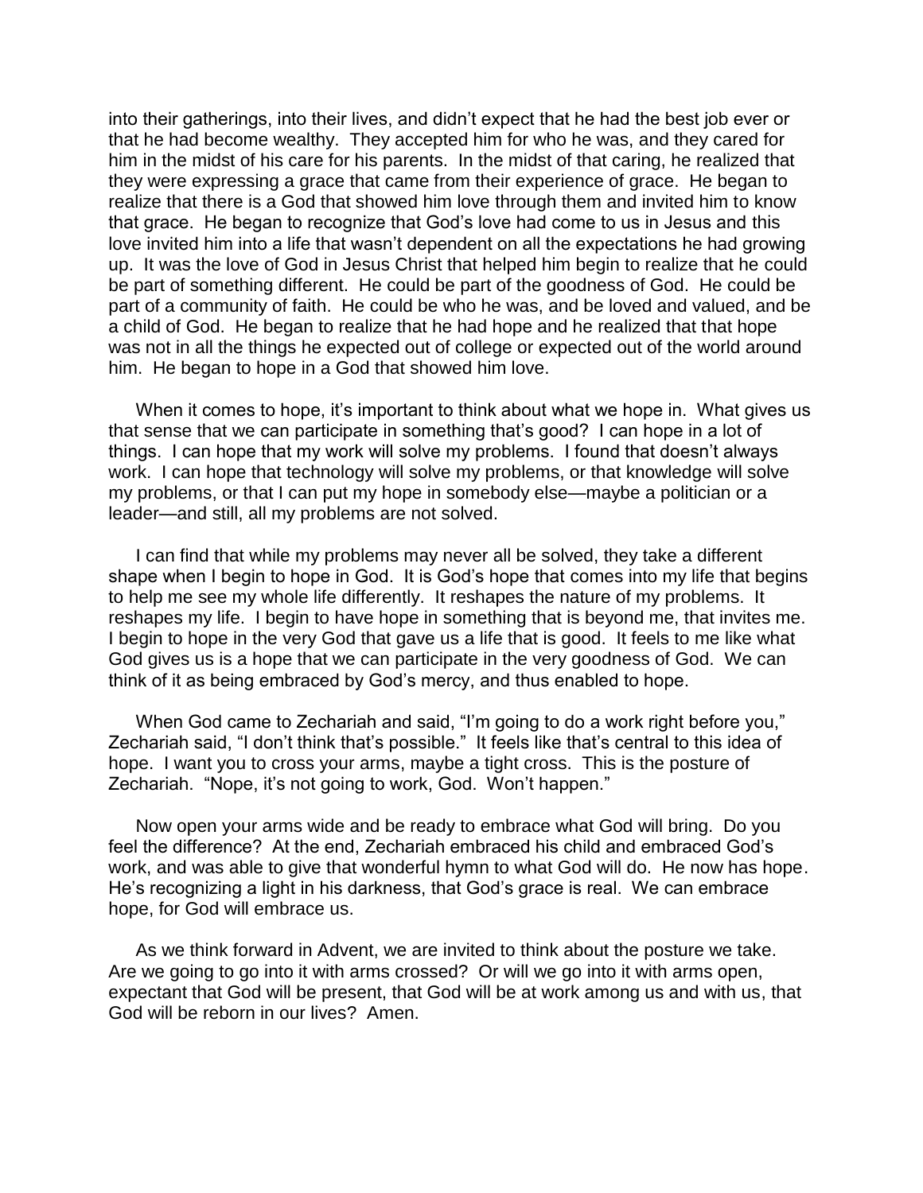into their gatherings, into their lives, and didn't expect that he had the best job ever or that he had become wealthy. They accepted him for who he was, and they cared for him in the midst of his care for his parents. In the midst of that caring, he realized that they were expressing a grace that came from their experience of grace. He began to realize that there is a God that showed him love through them and invited him to know that grace. He began to recognize that God's love had come to us in Jesus and this love invited him into a life that wasn't dependent on all the expectations he had growing up. It was the love of God in Jesus Christ that helped him begin to realize that he could be part of something different. He could be part of the goodness of God. He could be part of a community of faith. He could be who he was, and be loved and valued, and be a child of God. He began to realize that he had hope and he realized that that hope was not in all the things he expected out of college or expected out of the world around him. He began to hope in a God that showed him love.

When it comes to hope, it's important to think about what we hope in. What gives us that sense that we can participate in something that's good? I can hope in a lot of things. I can hope that my work will solve my problems. I found that doesn't always work. I can hope that technology will solve my problems, or that knowledge will solve my problems, or that I can put my hope in somebody else—maybe a politician or a leader—and still, all my problems are not solved.

I can find that while my problems may never all be solved, they take a different shape when I begin to hope in God. It is God's hope that comes into my life that begins to help me see my whole life differently. It reshapes the nature of my problems. It reshapes my life. I begin to have hope in something that is beyond me, that invites me. I begin to hope in the very God that gave us a life that is good. It feels to me like what God gives us is a hope that we can participate in the very goodness of God. We can think of it as being embraced by God's mercy, and thus enabled to hope.

When God came to Zechariah and said, "I'm going to do a work right before you," Zechariah said, "I don't think that's possible." It feels like that's central to this idea of hope. I want you to cross your arms, maybe a tight cross. This is the posture of Zechariah. "Nope, it's not going to work, God. Won't happen."

Now open your arms wide and be ready to embrace what God will bring. Do you feel the difference? At the end, Zechariah embraced his child and embraced God's work, and was able to give that wonderful hymn to what God will do. He now has hope. He's recognizing a light in his darkness, that God's grace is real. We can embrace hope, for God will embrace us.

As we think forward in Advent, we are invited to think about the posture we take. Are we going to go into it with arms crossed? Or will we go into it with arms open, expectant that God will be present, that God will be at work among us and with us, that God will be reborn in our lives? Amen.